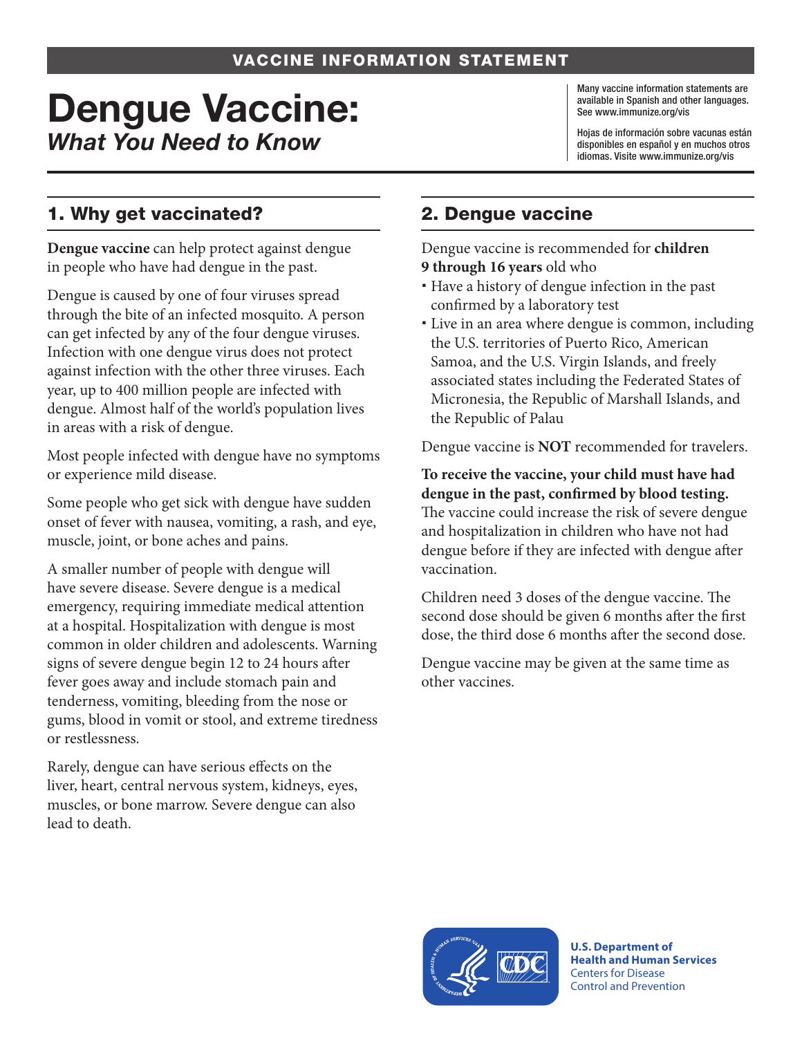VACCINE INFORMATION STATEMENT

# Dengue Vaccine:
## *What You Need to Know*

Many vaccine information statements are available in Spanish and other languages. See www.immunize.org/vis

Hojas de información sobre vacunas están disponibles en español y en muchos otros idiomas. Visite www.immunize.org/vis

## 1. Why get vaccinated?

**Dengue vaccine** can help protect against dengue in people who have had dengue in the past.

Dengue is caused by one of four viruses spread through the bite of an infected mosquito. A person can get infected by any of the four dengue viruses. Infection with one dengue virus does not protect against infection with the other three viruses. Each year, up to 400 million people are infected with dengue. Almost half of the world's population lives in areas with a risk of dengue.

Most people infected with dengue have no symptoms or experience mild disease.

Some people who get sick with dengue have sudden onset of fever with nausea, vomiting, a rash, and eye, muscle, joint, or bone aches and pains.

A smaller number of people with dengue will have severe disease. Severe dengue is a medical emergency, requiring immediate medical attention at a hospital. Hospitalization with dengue is most common in older children and adolescents. Warning signs of severe dengue begin 12 to 24 hours after fever goes away and include stomach pain and tenderness, vomiting, bleeding from the nose or gums, blood in vomit or stool, and extreme tiredness or restlessness.

Rarely, dengue can have serious effects on the liver, heart, central nervous system, kidneys, eyes, muscles, or bone marrow. Severe dengue can also lead to death.

## 2. Dengue vaccine

Dengue vaccine is recommended for **children 9 through 16 years** old who

- Have a history of dengue infection in the past confirmed by a laboratory test
- Live in an area where dengue is common, including the U.S. territories of Puerto Rico, American Samoa, and the U.S. Virgin Islands, and freely associated states including the Federated States of Micronesia, the Republic of Marshall Islands, and the Republic of Palau

Dengue vaccine is **NOT** recommended for travelers.

**To receive the vaccine, your child must have had dengue in the past, confirmed by blood testing.** The vaccine could increase the risk of severe dengue and hospitalization in children who have not had dengue before if they are infected with dengue after vaccination.

Children need 3 doses of the dengue vaccine. The second dose should be given 6 months after the first dose, the third dose 6 months after the second dose.

Dengue vaccine may be given at the same time as other vaccines.

**U.S. Department of Health and Human Services**
Centers for Disease Control and Prevention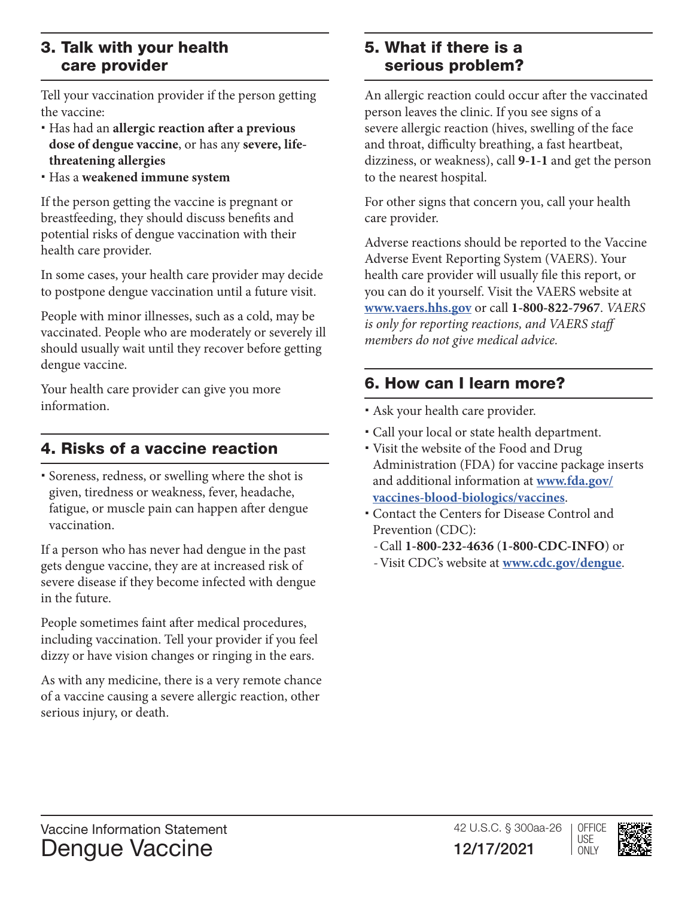## 3. Talk with your health care provider

Tell your vaccination provider if the person getting the vaccine:

- Has had an **allergic reaction after a previous dose of dengue vaccine**, or has any **severe, life-threatening allergies**
- Has a **weakened immune system**

If the person getting the vaccine is pregnant or breastfeeding, they should discuss benefits and potential risks of dengue vaccination with their health care provider.

In some cases, your health care provider may decide to postpone dengue vaccination until a future visit.

People with minor illnesses, such as a cold, may be vaccinated. People who are moderately or severely ill should usually wait until they recover before getting dengue vaccine.

Your health care provider can give you more information.

## 4. Risks of a vaccine reaction

- Soreness, redness, or swelling where the shot is given, tiredness or weakness, fever, headache, fatigue, or muscle pain can happen after dengue vaccination.

If a person who has never had dengue in the past gets dengue vaccine, they are at increased risk of severe disease if they become infected with dengue in the future.

People sometimes faint after medical procedures, including vaccination. Tell your provider if you feel dizzy or have vision changes or ringing in the ears.

As with any medicine, there is a very remote chance of a vaccine causing a severe allergic reaction, other serious injury, or death.

## 5. What if there is a serious problem?

An allergic reaction could occur after the vaccinated person leaves the clinic. If you see signs of a severe allergic reaction (hives, swelling of the face and throat, difficulty breathing, a fast heartbeat, dizziness, or weakness), call **9-1-1** and get the person to the nearest hospital.

For other signs that concern you, call your health care provider.

Adverse reactions should be reported to the Vaccine Adverse Event Reporting System (VAERS). Your health care provider will usually file this report, or you can do it yourself. Visit the VAERS website at **www.vaers.hhs.gov** or call **1-800-822-7967**. *VAERS is only for reporting reactions, and VAERS staff members do not give medical advice.*

## 6. How can I learn more?

- Ask your health care provider.
- Call your local or state health department.
- Visit the website of the Food and Drug Administration (FDA) for vaccine package inserts and additional information at **www.fda.gov/vaccines-blood-biologics/vaccines**.
- Contact the Centers for Disease Control and Prevention (CDC):
  - Call **1-800-232-4636** (**1-800-CDC-INFO**) or
  - Visit CDC's website at **www.cdc.gov/dengue**.

Vaccine Information Statement
Dengue Vaccine

42 U.S.C. § 300aa-26
**12/17/2021**

OFFICE USE ONLY